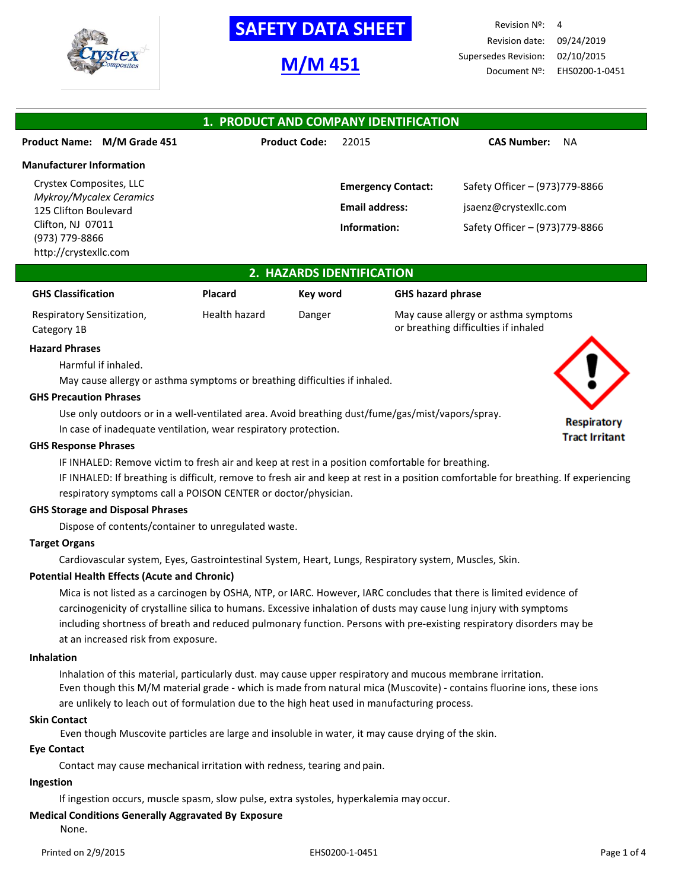# SAFETY DATA SHEET

## M/M 451

| | |
|---|---|
| Revision Nº: | 4 |
| Revision date: | 09/24/2019 |
| Supersedes Revision: | 02/10/2015 |
| Document Nº: | EHS0200-1-0451 |

## 1. PRODUCT AND COMPANY IDENTIFICATION

**Product Name:** M/M Grade 451 **Product Code:** 22015 **CAS Number:** NA

**Manufacturer Information**

Crystex Composites, LLC
*Mykroy/Mycalex Ceramics*
125 Clifton Boulevard
Clifton, NJ 07011
(973) 779-8866
http://crystexllc.com

**Emergency Contact:** Safety Officer – (973)779-8866

**Email address:** jsaenz@crystexllc.com

**Information:** Safety Officer – (973)779-8866

## 2. HAZARDS IDENTIFICATION

| GHS Classification | Placard | Key word | GHS hazard phrase |
|---|---|---|---|
| Respiratory Sensitization, Category 1B | Health hazard | Danger | May cause allergy or asthma symptoms or breathing difficulties if inhaled |

**Hazard Phrases**

Harmful if inhaled.
May cause allergy or asthma symptoms or breathing difficulties if inhaled.

Respiratory Tract Irritant

**GHS Precaution Phrases**

Use only outdoors or in a well-ventilated area. Avoid breathing dust/fume/gas/mist/vapors/spray.
In case of inadequate ventilation, wear respiratory protection.

**GHS Response Phrases**

IF INHALED: Remove victim to fresh air and keep at rest in a position comfortable for breathing.
IF INHALED: If breathing is difficult, remove to fresh air and keep at rest in a position comfortable for breathing. If experiencing respiratory symptoms call a POISON CENTER or doctor/physician.

**GHS Storage and Disposal Phrases**

Dispose of contents/container to unregulated waste.

**Target Organs**

Cardiovascular system, Eyes, Gastrointestinal System, Heart, Lungs, Respiratory system, Muscles, Skin.

**Potential Health Effects (Acute and Chronic)**

Mica is not listed as a carcinogen by OSHA, NTP, or IARC. However, IARC concludes that there is limited evidence of carcinogenicity of crystalline silica to humans. Excessive inhalation of dusts may cause lung injury with symptoms including shortness of breath and reduced pulmonary function. Persons with pre-existing respiratory disorders may be at an increased risk from exposure.

**Inhalation**

Inhalation of this material, particularly dust. may cause upper respiratory and mucous membrane irritation.
Even though this M/M material grade - which is made from natural mica (Muscovite) - contains fluorine ions, these ions are unlikely to leach out of formulation due to the high heat used in manufacturing process.

**Skin Contact**

Even though Muscovite particles are large and insoluble in water, it may cause drying of the skin.

**Eye Contact**

Contact may cause mechanical irritation with redness, tearing and pain.

**Ingestion**

If ingestion occurs, muscle spasm, slow pulse, extra systoles, hyperkalemia may occur.

**Medical Conditions Generally Aggravated By Exposure**

None.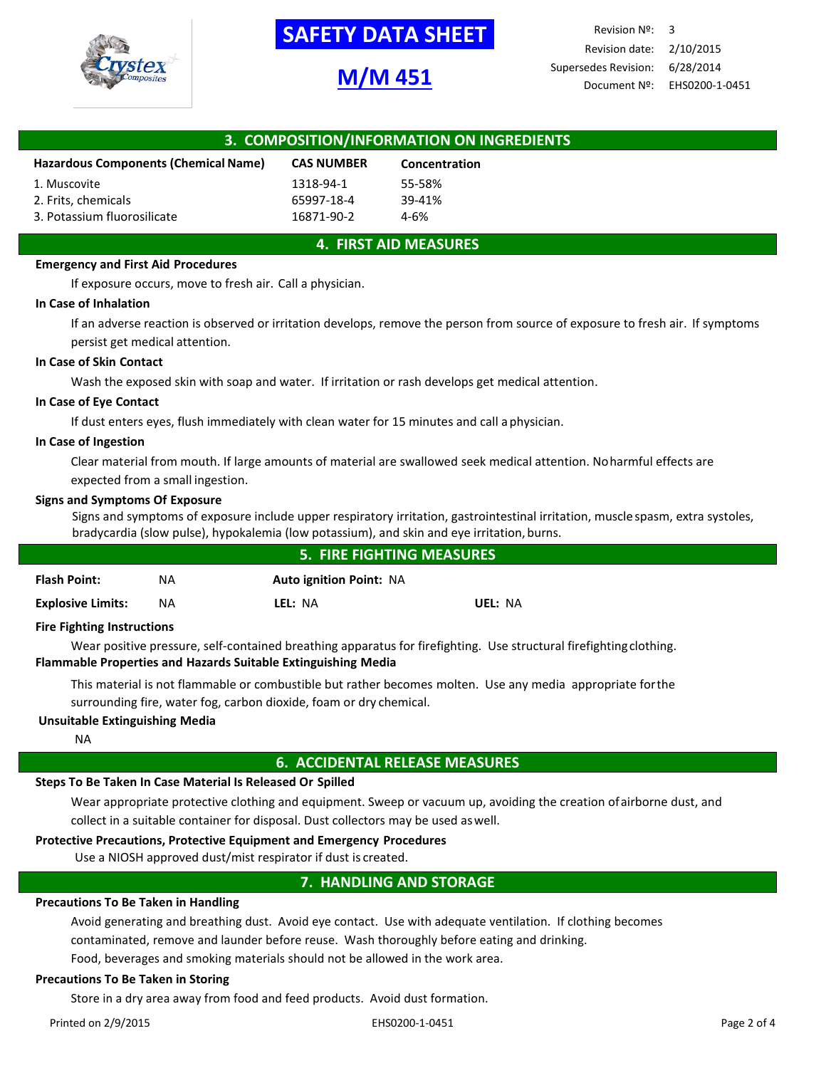# SAFETY DATA SHEET

# M/M 451

| Revision Nº: | 3 |
| --- | --- |
| Revision date: | 2/10/2015 |
| Supersedes Revision: | 6/28/2014 |
| Document Nº: | EHS0200-1-0451 |

## 3. COMPOSITION/INFORMATION ON INGREDIENTS

| Hazardous Components (Chemical Name) | CAS NUMBER | Concentration |
| --- | --- | --- |
| 1. Muscovite | 1318-94-1 | 55-58% |
| 2. Frits, chemicals | 65997-18-4 | 39-41% |
| 3. Potassium fluorosilicate | 16871-90-2 | 4-6% |

## 4. FIRST AID MEASURES

**Emergency and First Aid Procedures**

If exposure occurs, move to fresh air. Call a physician.

**In Case of Inhalation**

If an adverse reaction is observed or irritation develops, remove the person from source of exposure to fresh air. If symptoms persist get medical attention.

**In Case of Skin Contact**

Wash the exposed skin with soap and water. If irritation or rash develops get medical attention.

**In Case of Eye Contact**

If dust enters eyes, flush immediately with clean water for 15 minutes and call a physician.

**In Case of Ingestion**

Clear material from mouth. If large amounts of material are swallowed seek medical attention. No harmful effects are expected from a small ingestion.

**Signs and Symptoms Of Exposure**

Signs and symptoms of exposure include upper respiratory irritation, gastrointestinal irritation, muscle spasm, extra systoles, bradycardia (slow pulse), hypokalemia (low potassium), and skin and eye irritation, burns.

## 5. FIRE FIGHTING MEASURES

**Flash Point:** NA **Auto ignition Point:** NA

**Explosive Limits:** NA **LEL:** NA **UEL:** NA

**Fire Fighting Instructions**

Wear positive pressure, self-contained breathing apparatus for firefighting. Use structural firefighting clothing.

**Flammable Properties and Hazards Suitable Extinguishing Media**

This material is not flammable or combustible but rather becomes molten. Use any media appropriate for the surrounding fire, water fog, carbon dioxide, foam or dry chemical.

**Unsuitable Extinguishing Media**

NA

## 6. ACCIDENTAL RELEASE MEASURES

**Steps To Be Taken In Case Material Is Released Or Spilled**

Wear appropriate protective clothing and equipment. Sweep or vacuum up, avoiding the creation of airborne dust, and collect in a suitable container for disposal. Dust collectors may be used as well.

**Protective Precautions, Protective Equipment and Emergency Procedures**

Use a NIOSH approved dust/mist respirator if dust is created.

## 7. HANDLING AND STORAGE

**Precautions To Be Taken in Handling**

Avoid generating and breathing dust. Avoid eye contact. Use with adequate ventilation. If clothing becomes contaminated, remove and launder before reuse. Wash thoroughly before eating and drinking.
Food, beverages and smoking materials should not be allowed in the work area.

**Precautions To Be Taken in Storing**

Store in a dry area away from food and feed products. Avoid dust formation.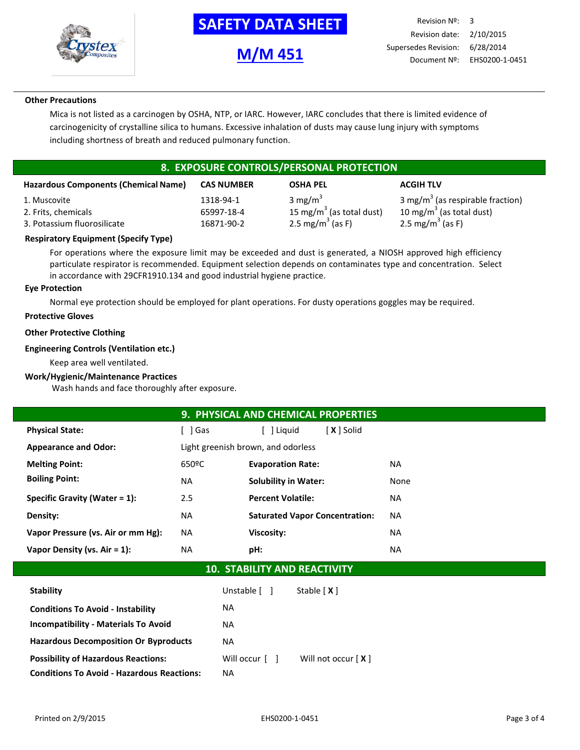**Other Precautions**

Mica is not listed as a carcinogen by OSHA, NTP, or IARC. However, IARC concludes that there is limited evidence of carcinogenicity of crystalline silica to humans. Excessive inhalation of dusts may cause lung injury with symptoms including shortness of breath and reduced pulmonary function.

## 8. EXPOSURE CONTROLS/PERSONAL PROTECTION

| Hazardous Components (Chemical Name) | CAS NUMBER | OSHA PEL | ACGIH TLV |
|---|---|---|---|
| 1. Muscovite | 1318-94-1 | 3 $mg/m^3$ | 3 $mg/m^3$ (as respirable fraction) |
| 2. Frits, chemicals | 65997-18-4 | 15 $mg/m^3$ (as total dust) | 10 $mg/m^3$ (as total dust) |
| 3. Potassium fluorosilicate | 16871-90-2 | 2.5 $mg/m^3$ (as F) | 2.5 $mg/m^3$ (as F) |

**Respiratory Equipment (Specify Type)**

For operations where the exposure limit may be exceeded and dust is generated, a NIOSH approved high efficiency particulate respirator is recommended. Equipment selection depends on contaminates type and concentration. Select in accordance with 29CFR1910.134 and good industrial hygiene practice.

**Eye Protection**

Normal eye protection should be employed for plant operations. For dusty operations goggles may be required.

**Protective Gloves**

**Other Protective Clothing**

**Engineering Controls (Ventilation etc.)**

Keep area well ventilated.

**Work/Hygienic/Maintenance Practices**

Wash hands and face thoroughly after exposure.

## 9. PHYSICAL AND CHEMICAL PROPERTIES

**Physical State:** [ ] Gas [ ] Liquid [ X ] Solid

**Appearance and Odor:** Light greenish brown, and odorless

| | | | |
|---|---|---|---|
| **Melting Point:** | 650ºC | **Evaporation Rate:** | NA |
| **Boiling Point:** | NA | **Solubility in Water:** | None |
| **Specific Gravity (Water = 1):** | 2.5 | **Percent Volatile:** | NA |
| **Density:** | NA | **Saturated Vapor Concentration:** | NA |
| **Vapor Pressure (vs. Air or mm Hg):** | NA | **Viscosity:** | NA |
| **Vapor Density (vs. Air = 1):** | NA | **pH:** | NA |

## 10. STABILITY AND REACTIVITY

| | | |
|---|---|---|
| **Stability** | Unstable [ ] | Stable [ X ] |
| **Conditions To Avoid - Instability** | NA | |
| **Incompatibility - Materials To Avoid** | NA | |
| **Hazardous Decomposition Or Byproducts** | NA | |
| **Possibility of Hazardous Reactions:** | Will occur [ ] | Will not occur [ X ] |
| **Conditions To Avoid - Hazardous Reactions:** | NA | |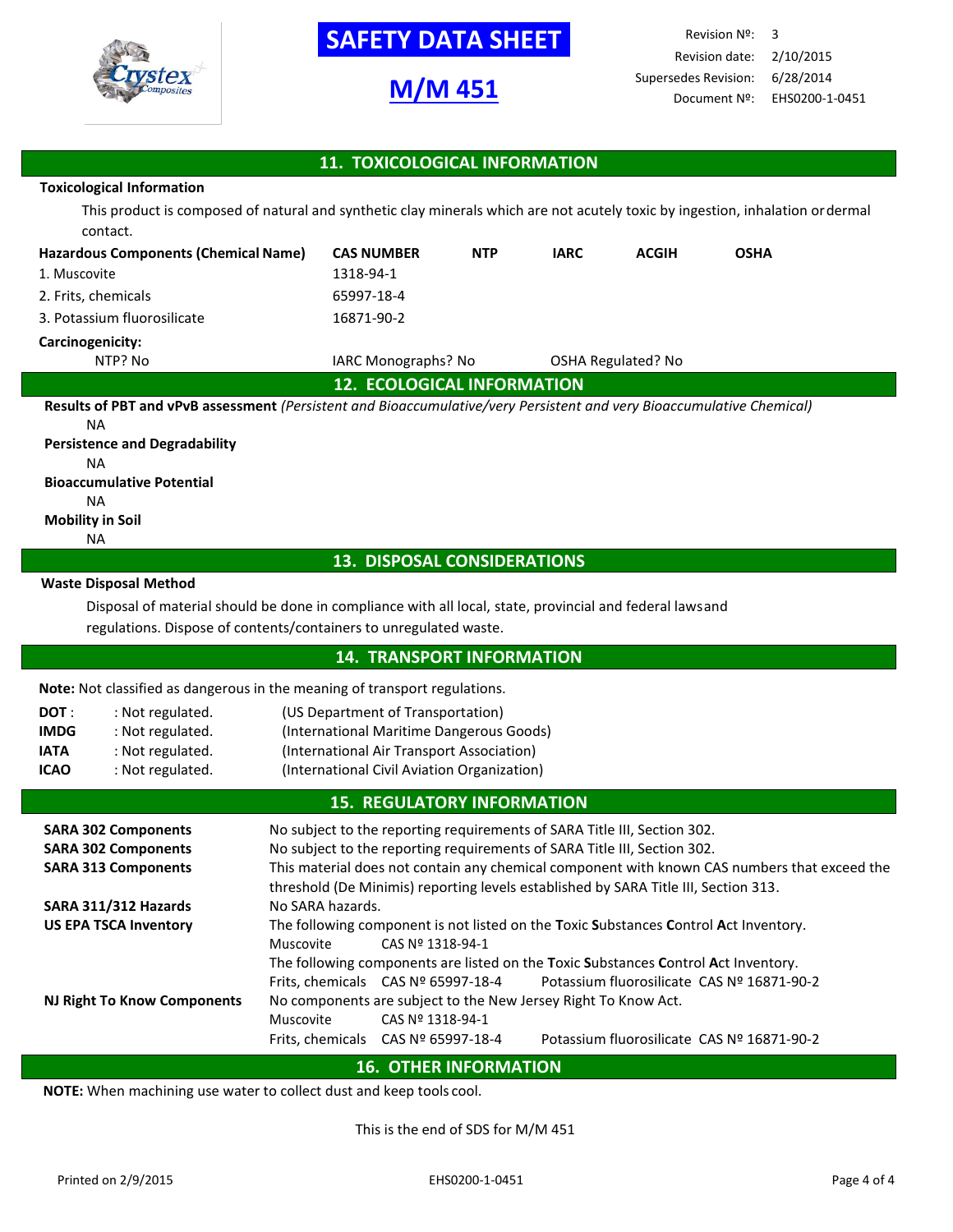# SAFETY DATA SHEET

## M/M 451

Revision Nº: 3
Revision date: 2/10/2015
Supersedes Revision: 6/28/2014
Document Nº: EHS0200-1-0451

## 11. TOXICOLOGICAL INFORMATION

**Toxicological Information**

This product is composed of natural and synthetic clay minerals which are not acutely toxic by ingestion, inhalation or dermal contact.

| Hazardous Components (Chemical Name) | CAS NUMBER | NTP | IARC | ACGIH | OSHA |
|---|---|---|---|---|---|
| 1. Muscovite | 1318-94-1 | | | | |
| 2. Frits, chemicals | 65997-18-4 | | | | |
| 3. Potassium fluorosilicate | 16871-90-2 | | | | |

**Carcinogenicity:**

NTP? No　　IARC Monographs? No　　OSHA Regulated? No

## 12. ECOLOGICAL INFORMATION

**Results of PBT and vPvB assessment** *(Persistent and Bioaccumulative/very Persistent and very Bioaccumulative Chemical)*

NA

**Persistence and Degradability**

NA

**Bioaccumulative Potential**

NA

**Mobility in Soil**

NA

## 13. DISPOSAL CONSIDERATIONS

**Waste Disposal Method**

Disposal of material should be done in compliance with all local, state, provincial and federal laws and regulations. Dispose of contents/containers to unregulated waste.

## 14. TRANSPORT INFORMATION

**Note:** Not classified as dangerous in the meaning of transport regulations.

| | | |
|---|---|---|
| **DOT** : | : Not regulated. | (US Department of Transportation) |
| **IMDG** | : Not regulated. | (International Maritime Dangerous Goods) |
| **IATA** | : Not regulated. | (International Air Transport Association) |
| **ICAO** | : Not regulated. | (International Civil Aviation Organization) |

## 15. REGULATORY INFORMATION

| | |
|---|---|
| **SARA 302 Components** | No subject to the reporting requirements of SARA Title III, Section 302. |
| **SARA 302 Components** | No subject to the reporting requirements of SARA Title III, Section 302. |
| **SARA 313 Components** | This material does not contain any chemical component with known CAS numbers that exceed the threshold (De Minimis) reporting levels established by SARA Title III, Section 313. |
| **SARA 311/312 Hazards** | No SARA hazards. |
| **US EPA TSCA Inventory** | The following component is not listed on the **T**oxic **S**ubstances **C**ontrol **A**ct Inventory.<br>Muscovite CAS Nº 1318-94-1<br>The following components are listed on the **T**oxic **S**ubstances **C**ontrol **A**ct Inventory.<br>Frits, chemicals CAS Nº 65997-18-4 Potassium fluorosilicate CAS Nº 16871-90-2 |
| **NJ Right To Know Components** | No components are subject to the New Jersey Right To Know Act.<br>Muscovite CAS Nº 1318-94-1<br>Frits, chemicals CAS Nº 65997-18-4 Potassium fluorosilicate CAS Nº 16871-90-2 |

## 16. OTHER INFORMATION

**NOTE:** When machining use water to collect dust and keep tools cool.

This is the end of SDS for M/M 451

Printed on 2/9/2015　　EHS0200-1-0451